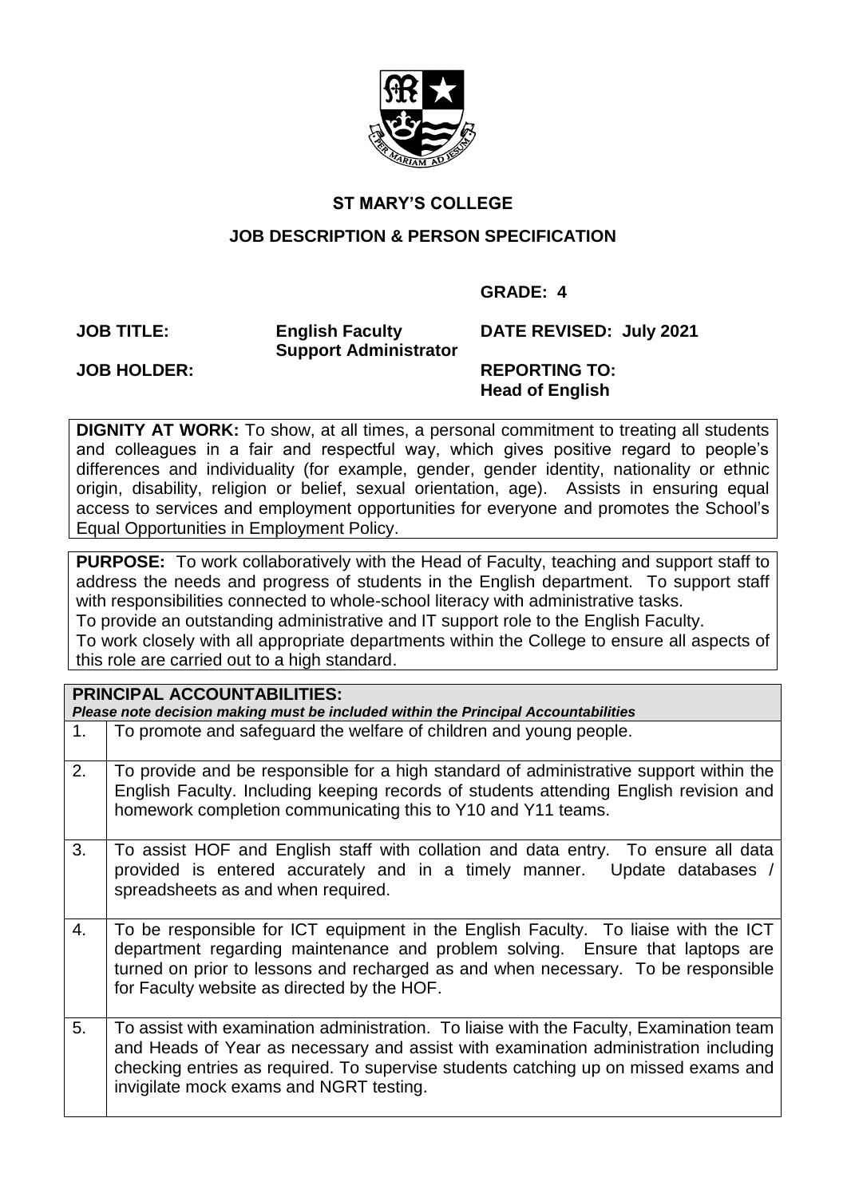# ST MARY'S COLLEGE

## JOB DESCRIPTION & PERSON SPECIFICATION

**GRADE: 4**

| | | |
|---|---|---|
| **JOB TITLE:** | **English Faculty Support Administrator** | **DATE REVISED: July 2021** |
| **JOB HOLDER:** | | **REPORTING TO: Head of English** |

**DIGNITY AT WORK:** To show, at all times, a personal commitment to treating all students and colleagues in a fair and respectful way, which gives positive regard to people's differences and individuality (for example, gender, gender identity, nationality or ethnic origin, disability, religion or belief, sexual orientation, age). Assists in ensuring equal access to services and employment opportunities for everyone and promotes the School's Equal Opportunities in Employment Policy.

**PURPOSE:** To work collaboratively with the Head of Faculty, teaching and support staff to address the needs and progress of students in the English department. To support staff with responsibilities connected to whole-school literacy with administrative tasks.
To provide an outstanding administrative and IT support role to the English Faculty.
To work closely with all appropriate departments within the College to ensure all aspects of this role are carried out to a high standard.

| **PRINCIPAL ACCOUNTABILITIES:** *Please note decision making must be included within the Principal Accountabilities* | |
|---|---|
| 1. | To promote and safeguard the welfare of children and young people. |
| 2. | To provide and be responsible for a high standard of administrative support within the English Faculty. Including keeping records of students attending English revision and homework completion communicating this to Y10 and Y11 teams. |
| 3. | To assist HOF and English staff with collation and data entry. To ensure all data provided is entered accurately and in a timely manner. Update databases / spreadsheets as and when required. |
| 4. | To be responsible for ICT equipment in the English Faculty. To liaise with the ICT department regarding maintenance and problem solving. Ensure that laptops are turned on prior to lessons and recharged as and when necessary. To be responsible for Faculty website as directed by the HOF. |
| 5. | To assist with examination administration. To liaise with the Faculty, Examination team and Heads of Year as necessary and assist with examination administration including checking entries as required. To supervise students catching up on missed exams and invigilate mock exams and NGRT testing. |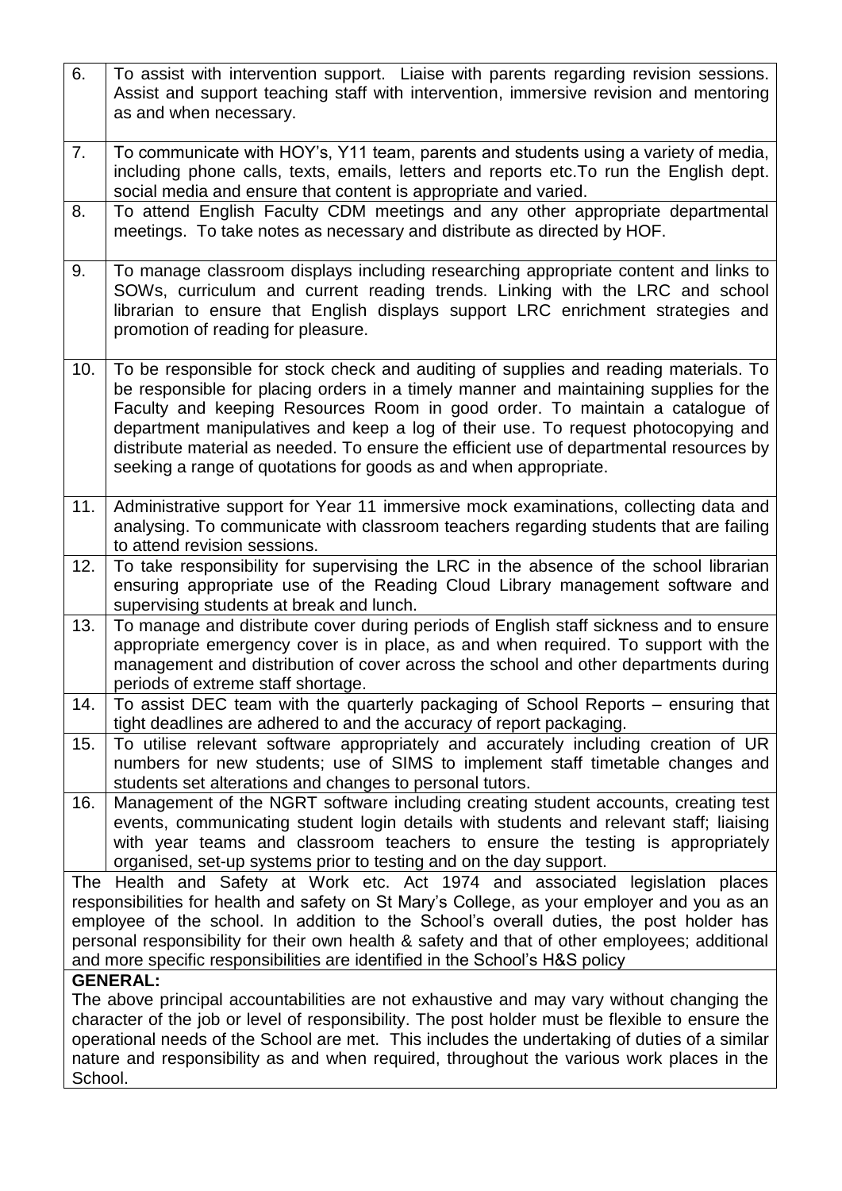| | |
|---|---|
| 6. | To assist with intervention support. Liaise with parents regarding revision sessions. Assist and support teaching staff with intervention, immersive revision and mentoring as and when necessary. |
| 7. | To communicate with HOY's, Y11 team, parents and students using a variety of media, including phone calls, texts, emails, letters and reports etc.To run the English dept. social media and ensure that content is appropriate and varied. |
| 8. | To attend English Faculty CDM meetings and any other appropriate departmental meetings. To take notes as necessary and distribute as directed by HOF. |
| 9. | To manage classroom displays including researching appropriate content and links to SOWs, curriculum and current reading trends. Linking with the LRC and school librarian to ensure that English displays support LRC enrichment strategies and promotion of reading for pleasure. |
| 10. | To be responsible for stock check and auditing of supplies and reading materials. To be responsible for placing orders in a timely manner and maintaining supplies for the Faculty and keeping Resources Room in good order. To maintain a catalogue of department manipulatives and keep a log of their use. To request photocopying and distribute material as needed. To ensure the efficient use of departmental resources by seeking a range of quotations for goods as and when appropriate. |
| 11. | Administrative support for Year 11 immersive mock examinations, collecting data and analysing. To communicate with classroom teachers regarding students that are failing to attend revision sessions. |
| 12. | To take responsibility for supervising the LRC in the absence of the school librarian ensuring appropriate use of the Reading Cloud Library management software and supervising students at break and lunch. |
| 13. | To manage and distribute cover during periods of English staff sickness and to ensure appropriate emergency cover is in place, as and when required. To support with the management and distribution of cover across the school and other departments during periods of extreme staff shortage. |
| 14. | To assist DEC team with the quarterly packaging of School Reports – ensuring that tight deadlines are adhered to and the accuracy of report packaging. |
| 15. | To utilise relevant software appropriately and accurately including creation of UR numbers for new students; use of SIMS to implement staff timetable changes and students set alterations and changes to personal tutors. |
| 16. | Management of the NGRT software including creating student accounts, creating test events, communicating student login details with students and relevant staff; liaising with year teams and classroom teachers to ensure the testing is appropriately organised, set-up systems prior to testing and on the day support. |

The Health and Safety at Work etc. Act 1974 and associated legislation places responsibilities for health and safety on St Mary's College, as your employer and you as an employee of the school. In addition to the School's overall duties, the post holder has personal responsibility for their own health & safety and that of other employees; additional and more specific responsibilities are identified in the School's H&S policy

**GENERAL:**

The above principal accountabilities are not exhaustive and may vary without changing the character of the job or level of responsibility. The post holder must be flexible to ensure the operational needs of the School are met. This includes the undertaking of duties of a similar nature and responsibility as and when required, throughout the various work places in the School.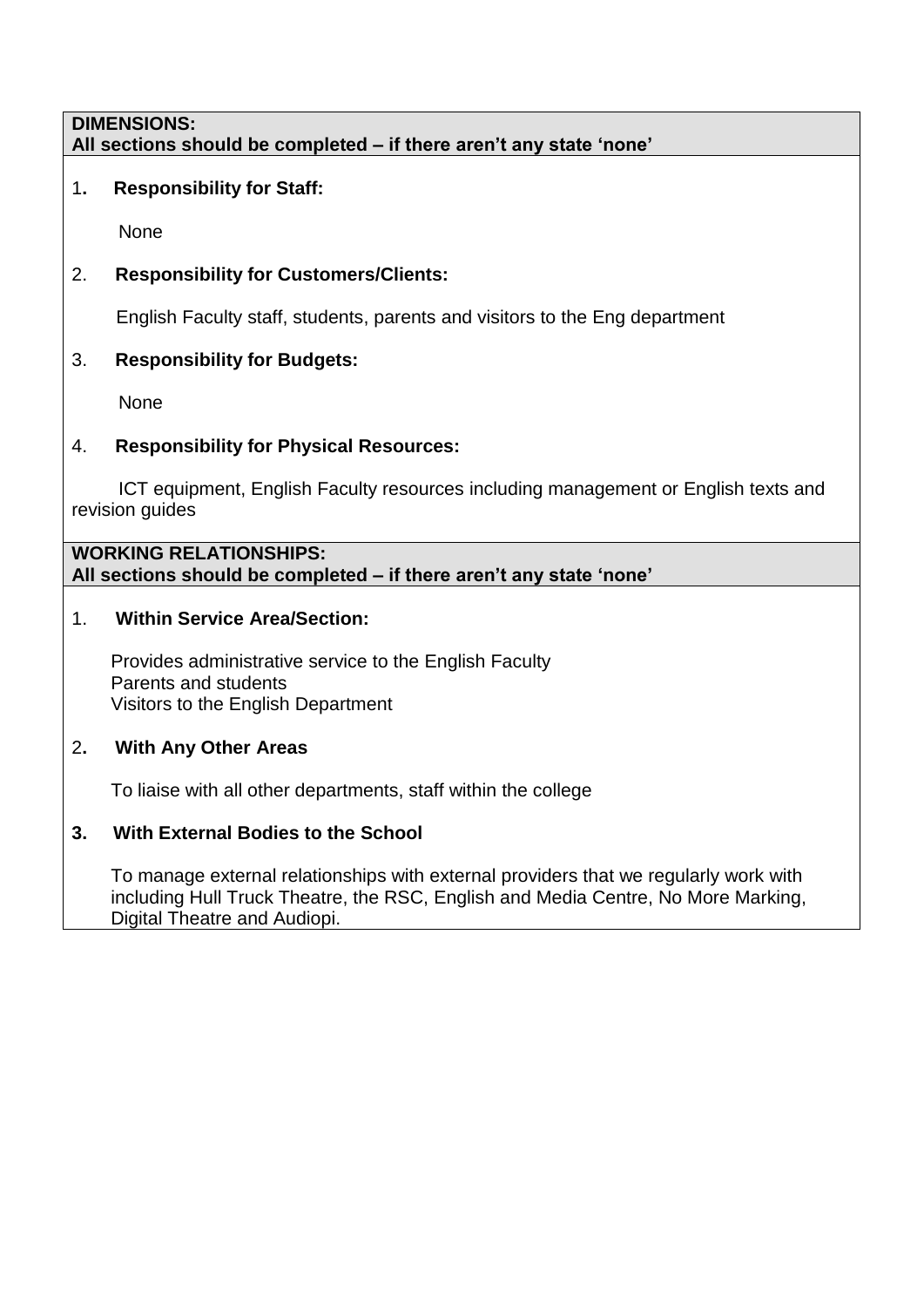**DIMENSIONS:**
**All sections should be completed – if there aren't any state 'none'**

1. **Responsibility for Staff:**

   None

2. **Responsibility for Customers/Clients:**

   English Faculty staff, students, parents and visitors to the Eng department

3. **Responsibility for Budgets:**

   None

4. **Responsibility for Physical Resources:**

   ICT equipment, English Faculty resources including management or English texts and revision guides

**WORKING RELATIONSHIPS:**
**All sections should be completed – if there aren't any state 'none'**

1. **Within Service Area/Section:**

   Provides administrative service to the English Faculty
   Parents and students
   Visitors to the English Department

2. **With Any Other Areas**

   To liaise with all other departments, staff within the college

3. **With External Bodies to the School**

   To manage external relationships with external providers that we regularly work with including Hull Truck Theatre, the RSC, English and Media Centre, No More Marking, Digital Theatre and Audiopi.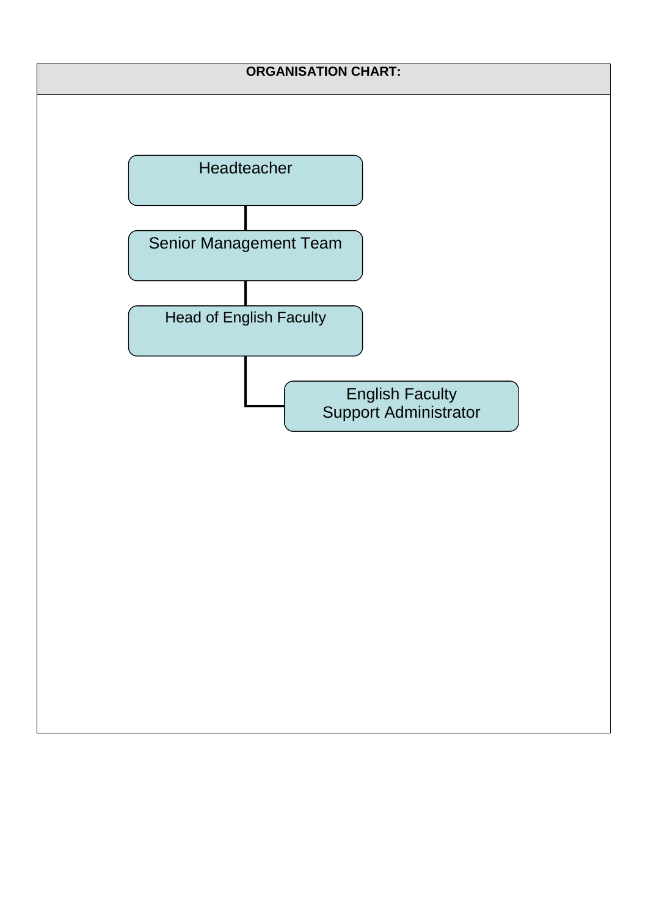**ORGANISATION CHART:**

- Headteacher
  - Senior Management Team
    - Head of English Faculty
      - English Faculty Support Administrator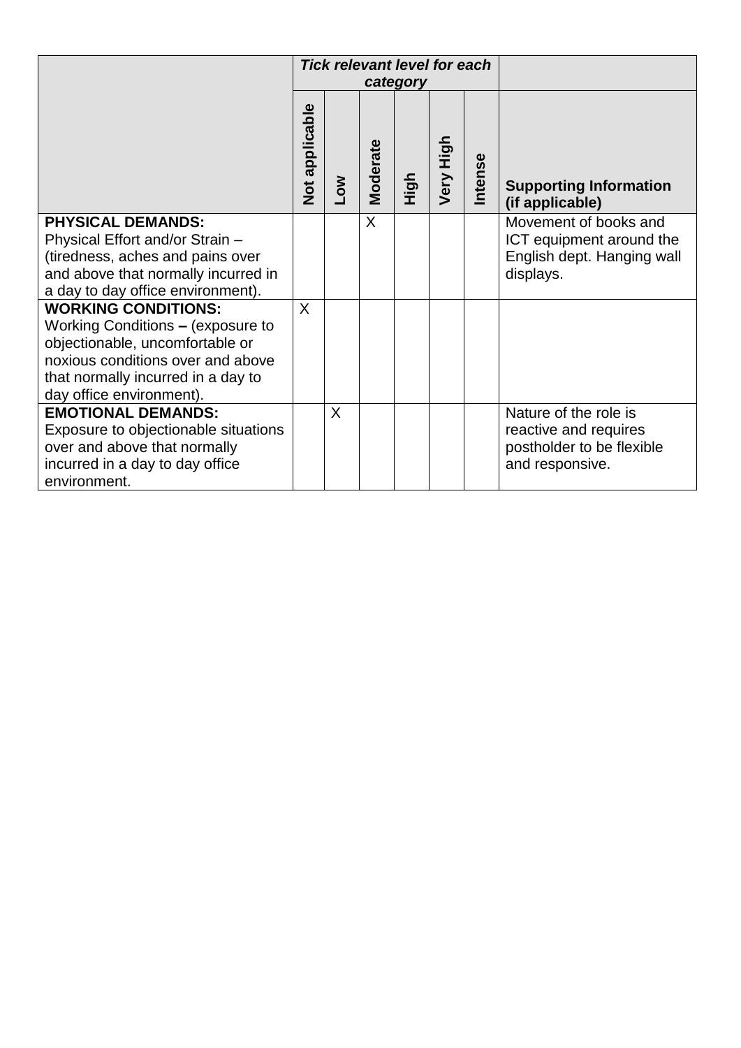| | *Tick relevant level for each category* | | | | | | |
|---|---|---|---|---|---|---|---|
| | **Not applicable** | **Low** | **Moderate** | **High** | **Very High** | **Intense** | **Supporting Information (if applicable)** |
| **PHYSICAL DEMANDS:** Physical Effort and/or Strain – (tiredness, aches and pains over and above that normally incurred in a day to day office environment). | | | X | | | | Movement of books and ICT equipment around the English dept. Hanging wall displays. |
| **WORKING CONDITIONS:** Working Conditions **–** (exposure to objectionable, uncomfortable or noxious conditions over and above that normally incurred in a day to day office environment). | X | | | | | | |
| **EMOTIONAL DEMANDS:** Exposure to objectionable situations over and above that normally incurred in a day to day office environment. | | X | | | | | Nature of the role is reactive and requires postholder to be flexible and responsive. |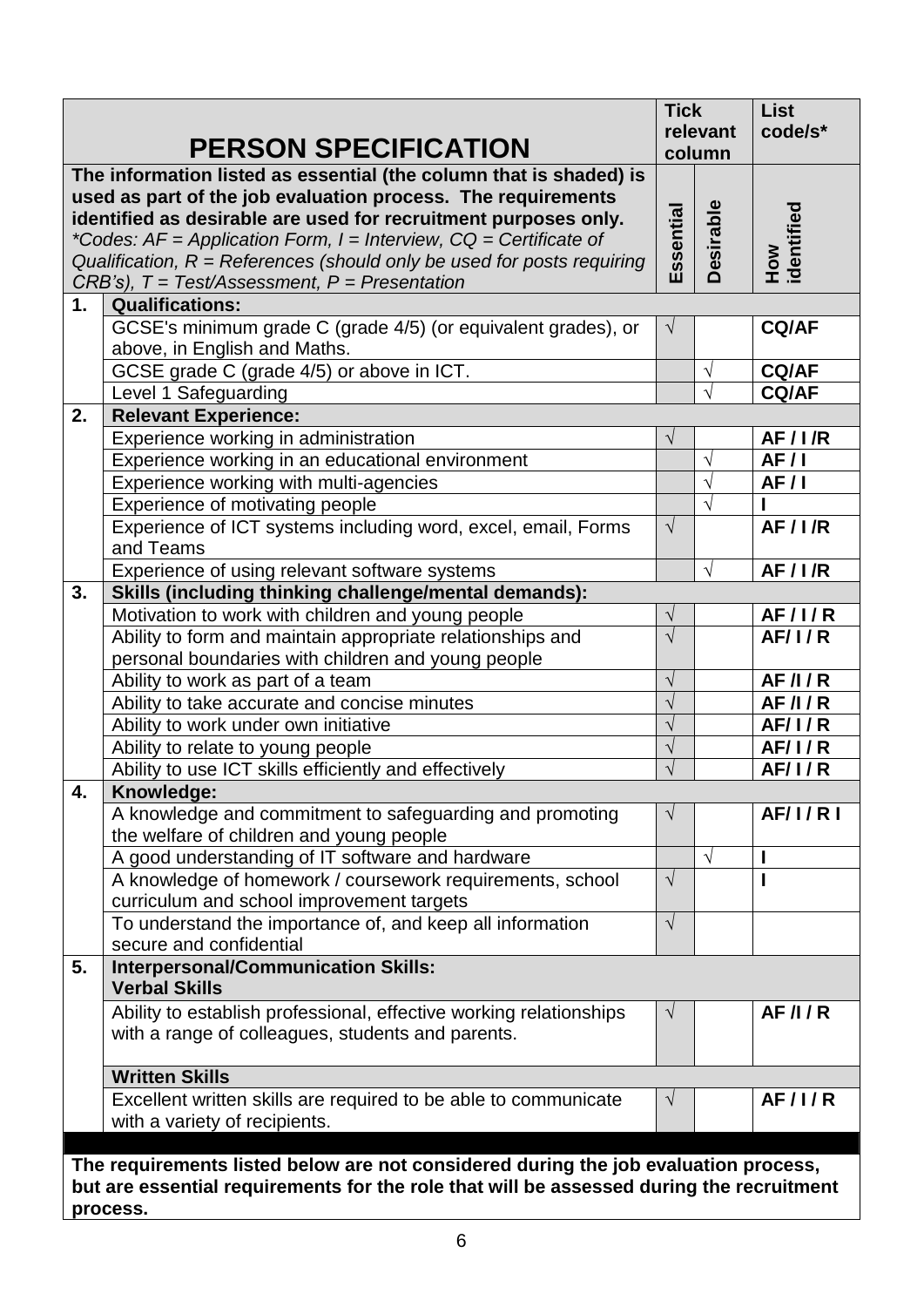| | PERSON SPECIFICATION | Tick relevant column | | List code/s* |
|---|---|---|---|---|
| | The information listed as essential (the column that is shaded) is used as part of the job evaluation process. The requirements identified as desirable are used for recruitment purposes only. *Codes: AF = Application Form, I = Interview, CQ = Certificate of Qualification, R = References (should only be used for posts requiring CRB's), T = Test/Assessment, P = Presentation* | Essential | Desirable | How identified |
| **1.** | **Qualifications:** | | | |
| | GCSE's minimum grade C (grade 4/5) (or equivalent grades), or above, in English and Maths. | √ | | **CQ/AF** |
| | GCSE grade C (grade 4/5) or above in ICT. | | √ | **CQ/AF** |
| | Level 1 Safeguarding | | √ | **CQ/AF** |
| **2.** | **Relevant Experience:** | | | |
| | Experience working in administration | √ | | **AF / I /R** |
| | Experience working in an educational environment | | √ | **AF / I** |
| | Experience working with multi-agencies | | √ | **AF / I** |
| | Experience of motivating people | | √ | **I** |
| | Experience of ICT systems including word, excel, email, Forms and Teams | √ | | **AF / I /R** |
| | Experience of using relevant software systems | | √ | **AF / I /R** |
| **3.** | **Skills (including thinking challenge/mental demands):** | | | |
| | Motivation to work with children and young people | √ | | **AF / I / R** |
| | Ability to form and maintain appropriate relationships and personal boundaries with children and young people | √ | | **AF/ I / R** |
| | Ability to work as part of a team | √ | | **AF /I / R** |
| | Ability to take accurate and concise minutes | √ | | **AF /I / R** |
| | Ability to work under own initiative | √ | | **AF/ I / R** |
| | Ability to relate to young people | √ | | **AF/ I / R** |
| | Ability to use ICT skills efficiently and effectively | √ | | **AF/ I / R** |
| **4.** | **Knowledge:** | | | |
| | A knowledge and commitment to safeguarding and promoting the welfare of children and young people | √ | | **AF/ I / R I** |
| | A good understanding of IT software and hardware | | √ | **I** |
| | A knowledge of homework / coursework requirements, school curriculum and school improvement targets | √ | | **I** |
| | To understand the importance of, and keep all information secure and confidential | √ | | |
| **5.** | **Interpersonal/Communication Skills:** **Verbal Skills** | | | |
| | Ability to establish professional, effective working relationships with a range of colleagues, students and parents. | √ | | **AF /I / R** |
| | **Written Skills** | | | |
| | Excellent written skills are required to be able to communicate with a variety of recipients. | √ | | **AF / I / R** |

**The requirements listed below are not considered during the job evaluation process, but are essential requirements for the role that will be assessed during the recruitment process.**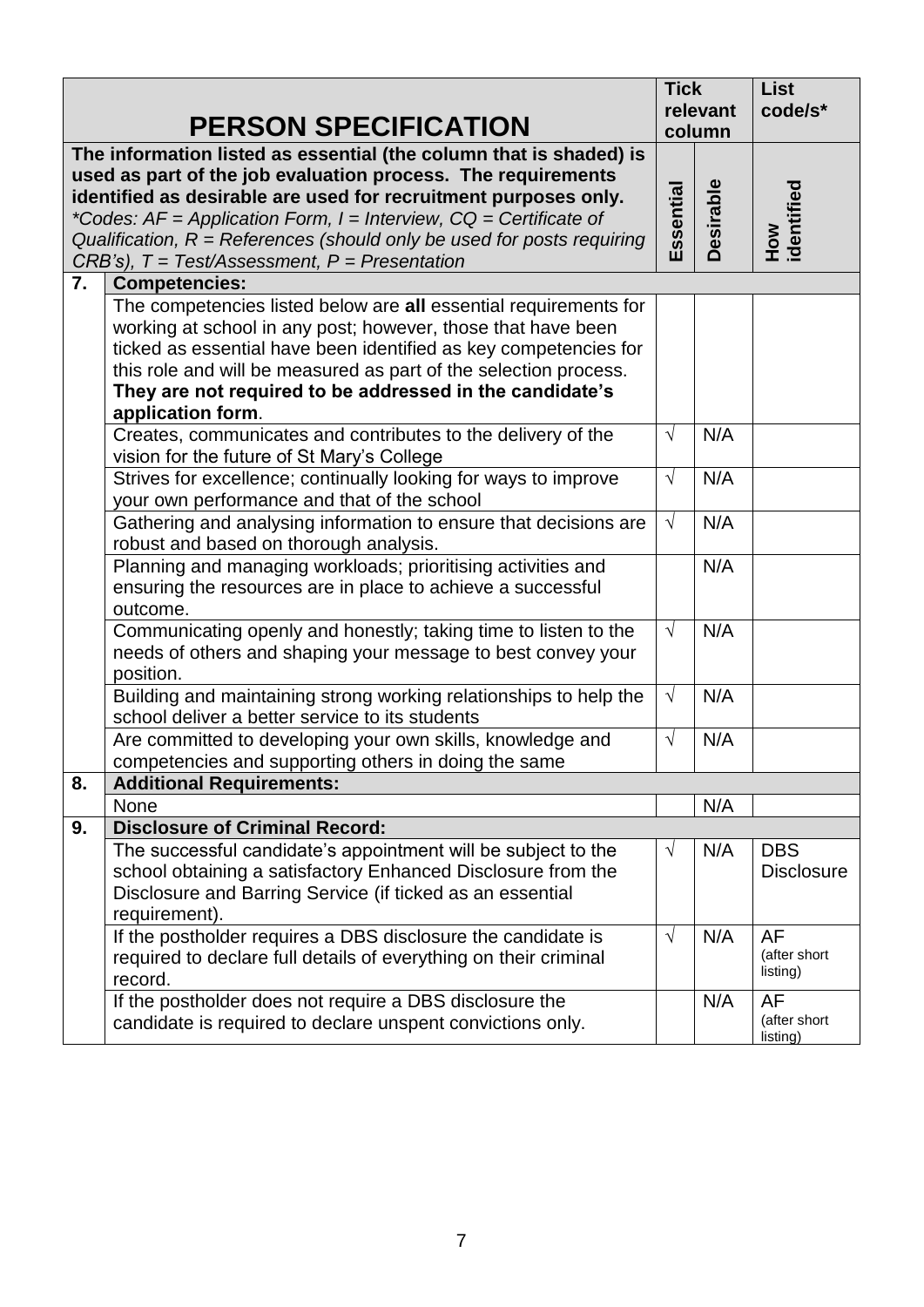| | **PERSON SPECIFICATION** | **Tick relevant column** | | **List code/s*** |
|---|---|---|---|---|
| | **The information listed as essential (the column that is shaded) is used as part of the job evaluation process. The requirements identified as desirable are used for recruitment purposes only.** *\*Codes: AF = Application Form, I = Interview, CQ = Certificate of Qualification, R = References (should only be used for posts requiring CRB's), T = Test/Assessment, P = Presentation* | **Essential** | **Desirable** | **How identified** |
| **7.** | **Competencies:** | | | |
| | The competencies listed below are **all** essential requirements for working at school in any post; however, those that have been ticked as essential have been identified as key competencies for this role and will be measured as part of the selection process. **They are not required to be addressed in the candidate's application form**. | | | |
| | Creates, communicates and contributes to the delivery of the vision for the future of St Mary's College | √ | N/A | |
| | Strives for excellence; continually looking for ways to improve your own performance and that of the school | √ | N/A | |
| | Gathering and analysing information to ensure that decisions are robust and based on thorough analysis. | √ | N/A | |
| | Planning and managing workloads; prioritising activities and ensuring the resources are in place to achieve a successful outcome. | | N/A | |
| | Communicating openly and honestly; taking time to listen to the needs of others and shaping your message to best convey your position. | √ | N/A | |
| | Building and maintaining strong working relationships to help the school deliver a better service to its students | √ | N/A | |
| | Are committed to developing your own skills, knowledge and competencies and supporting others in doing the same | √ | N/A | |
| **8.** | **Additional Requirements:** | | | |
| | None | | N/A | |
| **9.** | **Disclosure of Criminal Record:** | | | |
| | The successful candidate's appointment will be subject to the school obtaining a satisfactory Enhanced Disclosure from the Disclosure and Barring Service (if ticked as an essential requirement). | √ | N/A | DBS Disclosure |
| | If the postholder requires a DBS disclosure the candidate is required to declare full details of everything on their criminal record. | √ | N/A | AF (after short listing) |
| | If the postholder does not require a DBS disclosure the candidate is required to declare unspent convictions only. | | N/A | AF (after short listing) |